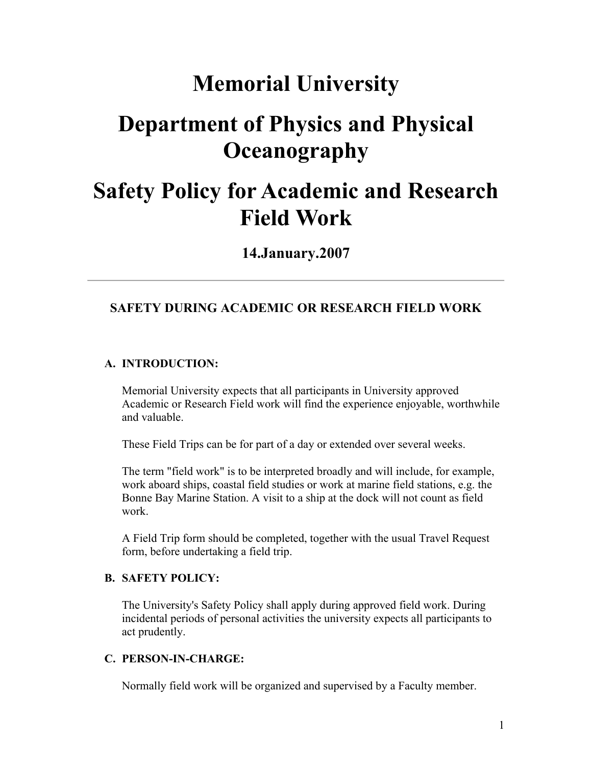# Memorial University

# Department of Physics and Physical Oceanography

# Safety Policy for Academic and Research Field Work

### 14.January.2007

---

## SAFETY DURING ACADEMIC OR RESEARCH FIELD WORK

### A. INTRODUCTION:

Memorial University expects that all participants in University approved Academic or Research Field work will find the experience enjoyable, worthwhile and valuable.

These Field Trips can be for part of a day or extended over several weeks.

The term "field work" is to be interpreted broadly and will include, for example, work aboard ships, coastal field studies or work at marine field stations, e.g. the Bonne Bay Marine Station. A visit to a ship at the dock will not count as field work.

A Field Trip form should be completed, together with the usual Travel Request form, before undertaking a field trip.

### B. SAFETY POLICY:

The University's Safety Policy shall apply during approved field work. During incidental periods of personal activities the university expects all participants to act prudently.

### C. PERSON-IN-CHARGE:

Normally field work will be organized and supervised by a Faculty member.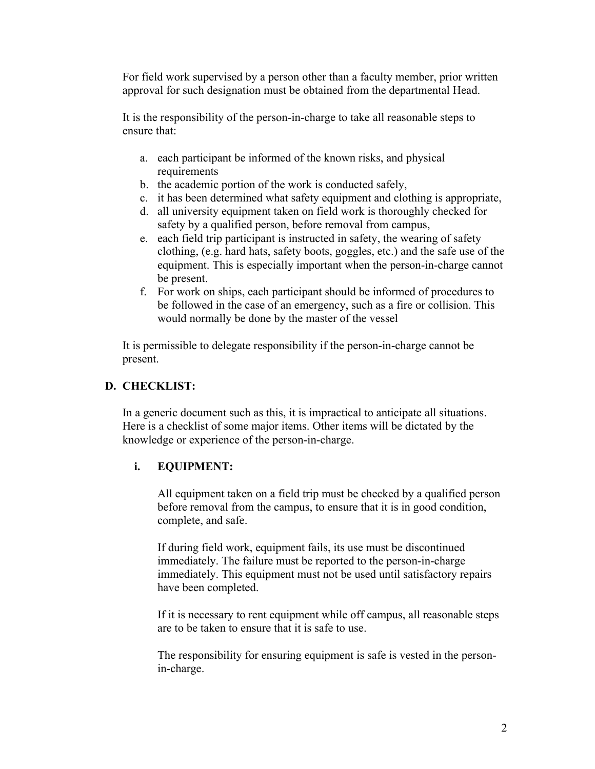For field work supervised by a person other than a faculty member, prior written approval for such designation must be obtained from the departmental Head.

It is the responsibility of the person-in-charge to take all reasonable steps to ensure that:

a. each participant be informed of the known risks, and physical requirements
b. the academic portion of the work is conducted safely,
c. it has been determined what safety equipment and clothing is appropriate,
d. all university equipment taken on field work is thoroughly checked for safety by a qualified person, before removal from campus,
e. each field trip participant is instructed in safety, the wearing of safety clothing, (e.g. hard hats, safety boots, goggles, etc.) and the safe use of the equipment. This is especially important when the person-in-charge cannot be present.
f. For work on ships, each participant should be informed of procedures to be followed in the case of an emergency, such as a fire or collision. This would normally be done by the master of the vessel

It is permissible to delegate responsibility if the person-in-charge cannot be present.

## D. CHECKLIST:

In a generic document such as this, it is impractical to anticipate all situations. Here is a checklist of some major items. Other items will be dictated by the knowledge or experience of the person-in-charge.

### i. EQUIPMENT:

All equipment taken on a field trip must be checked by a qualified person before removal from the campus, to ensure that it is in good condition, complete, and safe.

If during field work, equipment fails, its use must be discontinued immediately. The failure must be reported to the person-in-charge immediately. This equipment must not be used until satisfactory repairs have been completed.

If it is necessary to rent equipment while off campus, all reasonable steps are to be taken to ensure that it is safe to use.

The responsibility for ensuring equipment is safe is vested in the person-in-charge.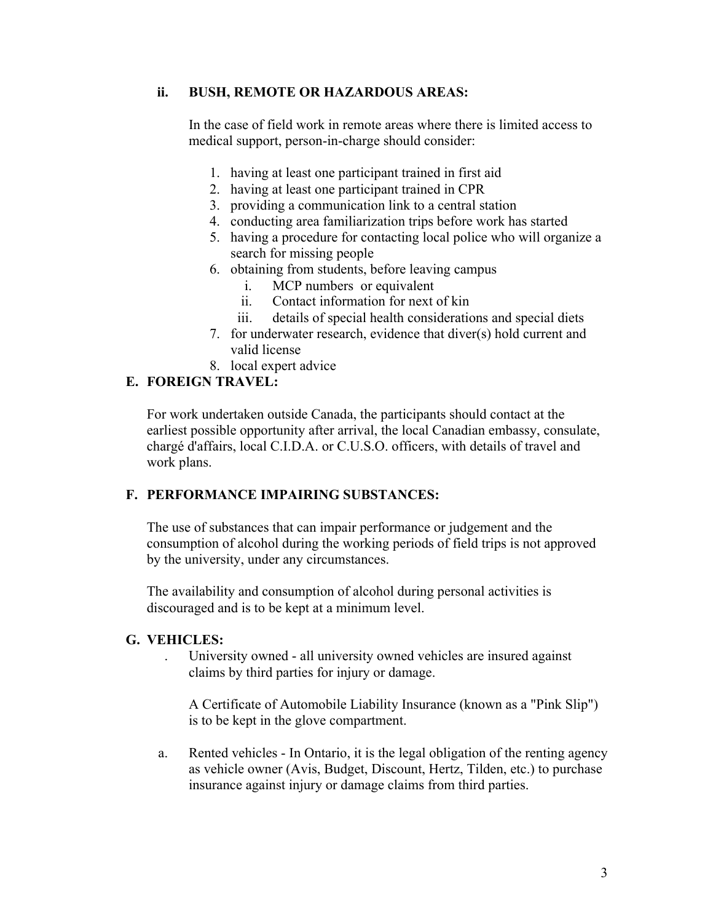### ii. BUSH, REMOTE OR HAZARDOUS AREAS:

In the case of field work in remote areas where there is limited access to medical support, person-in-charge should consider:

1. having at least one participant trained in first aid
2. having at least one participant trained in CPR
3. providing a communication link to a central station
4. conducting area familiarization trips before work has started
5. having a procedure for contacting local police who will organize a search for missing people
6. obtaining from students, before leaving campus
   i. MCP numbers or equivalent
   ii. Contact information for next of kin
   iii. details of special health considerations and special diets
7. for underwater research, evidence that diver(s) hold current and valid license
8. local expert advice

## E. FOREIGN TRAVEL:

For work undertaken outside Canada, the participants should contact at the earliest possible opportunity after arrival, the local Canadian embassy, consulate, chargé d'affairs, local C.I.D.A. or C.U.S.O. officers, with details of travel and work plans.

## F. PERFORMANCE IMPAIRING SUBSTANCES:

The use of substances that can impair performance or judgement and the consumption of alcohol during the working periods of field trips is not approved by the university, under any circumstances.

The availability and consumption of alcohol during personal activities is discouraged and is to be kept at a minimum level.

## G. VEHICLES:

. University owned - all university owned vehicles are insured against claims by third parties for injury or damage.

A Certificate of Automobile Liability Insurance (known as a "Pink Slip") is to be kept in the glove compartment.

a. Rented vehicles - In Ontario, it is the legal obligation of the renting agency as vehicle owner (Avis, Budget, Discount, Hertz, Tilden, etc.) to purchase insurance against injury or damage claims from third parties.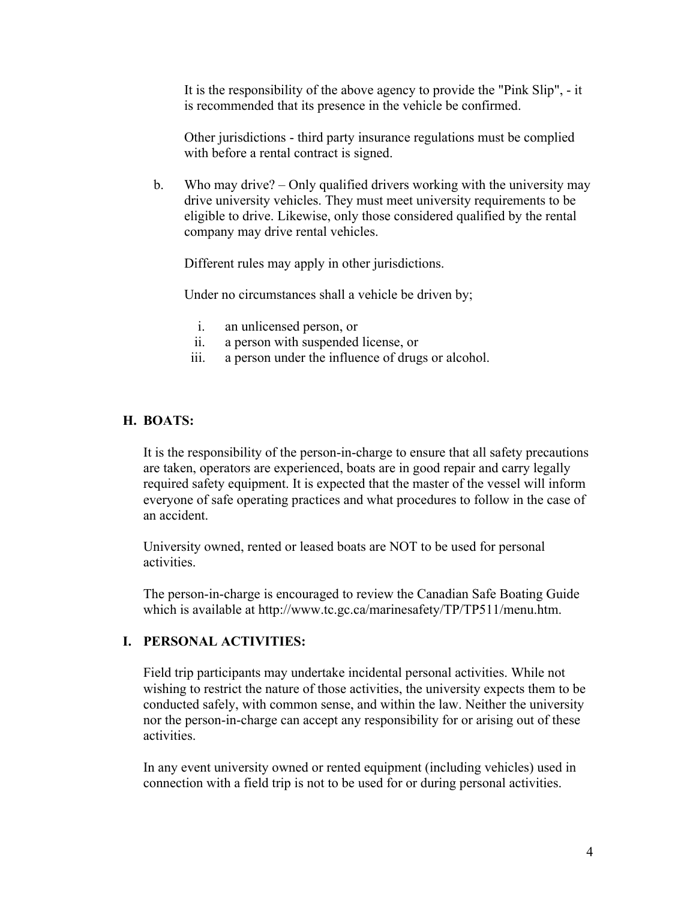It is the responsibility of the above agency to provide the "Pink Slip", - it is recommended that its presence in the vehicle be confirmed.

Other jurisdictions - third party insurance regulations must be complied with before a rental contract is signed.

b. Who may drive? – Only qualified drivers working with the university may drive university vehicles. They must meet university requirements to be eligible to drive. Likewise, only those considered qualified by the rental company may drive rental vehicles.

   Different rules may apply in other jurisdictions.

   Under no circumstances shall a vehicle be driven by;

   i. an unlicensed person, or
   ii. a person with suspended license, or
   iii. a person under the influence of drugs or alcohol.

## H. BOATS:

It is the responsibility of the person-in-charge to ensure that all safety precautions are taken, operators are experienced, boats are in good repair and carry legally required safety equipment. It is expected that the master of the vessel will inform everyone of safe operating practices and what procedures to follow in the case of an accident.

University owned, rented or leased boats are NOT to be used for personal activities.

The person-in-charge is encouraged to review the Canadian Safe Boating Guide which is available at http://www.tc.gc.ca/marinesafety/TP/TP511/menu.htm.

## I. PERSONAL ACTIVITIES:

Field trip participants may undertake incidental personal activities. While not wishing to restrict the nature of those activities, the university expects them to be conducted safely, with common sense, and within the law. Neither the university nor the person-in-charge can accept any responsibility for or arising out of these activities.

In any event university owned or rented equipment (including vehicles) used in connection with a field trip is not to be used for or during personal activities.